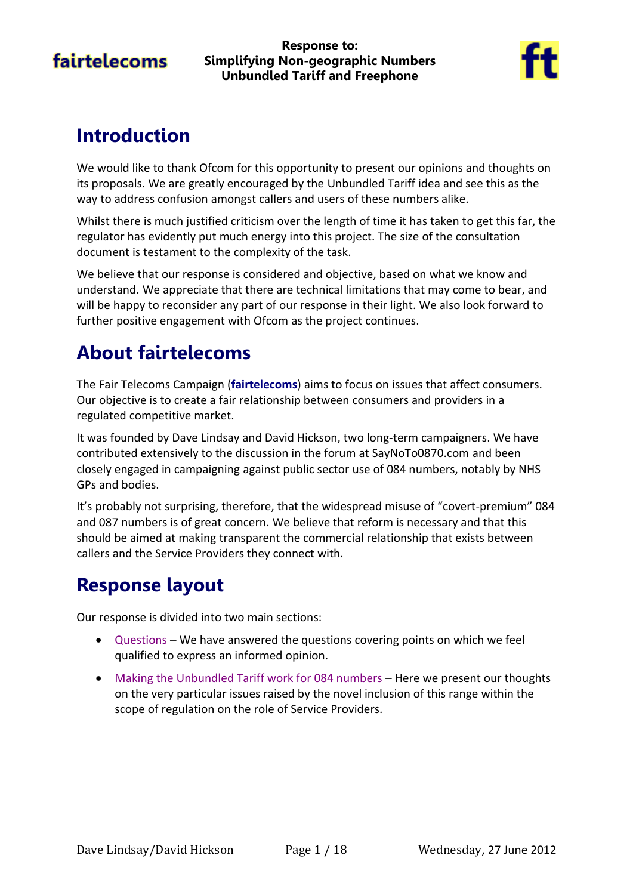**Response to:**
**Simplifying Non-geographic Numbers**
**Unbundled Tariff and Freephone**

# Introduction

We would like to thank Ofcom for this opportunity to present our opinions and thoughts on its proposals. We are greatly encouraged by the Unbundled Tariff idea and see this as the way to address confusion amongst callers and users of these numbers alike.

Whilst there is much justified criticism over the length of time it has taken to get this far, the regulator has evidently put much energy into this project. The size of the consultation document is testament to the complexity of the task.

We believe that our response is considered and objective, based on what we know and understand. We appreciate that there are technical limitations that may come to bear, and will be happy to reconsider any part of our response in their light. We also look forward to further positive engagement with Ofcom as the project continues.

# About fairtelecoms

The Fair Telecoms Campaign (**fairtelecoms**) aims to focus on issues that affect consumers. Our objective is to create a fair relationship between consumers and providers in a regulated competitive market.

It was founded by Dave Lindsay and David Hickson, two long-term campaigners. We have contributed extensively to the discussion in the forum at SayNoTo0870.com and been closely engaged in campaigning against public sector use of 084 numbers, notably by NHS GPs and bodies.

It's probably not surprising, therefore, that the widespread misuse of "covert-premium" 084 and 087 numbers is of great concern. We believe that reform is necessary and that this should be aimed at making transparent the commercial relationship that exists between callers and the Service Providers they connect with.

# Response layout

Our response is divided into two main sections:

- Questions – We have answered the questions covering points on which we feel qualified to express an informed opinion.
- Making the Unbundled Tariff work for 084 numbers – Here we present our thoughts on the very particular issues raised by the novel inclusion of this range within the scope of regulation on the role of Service Providers.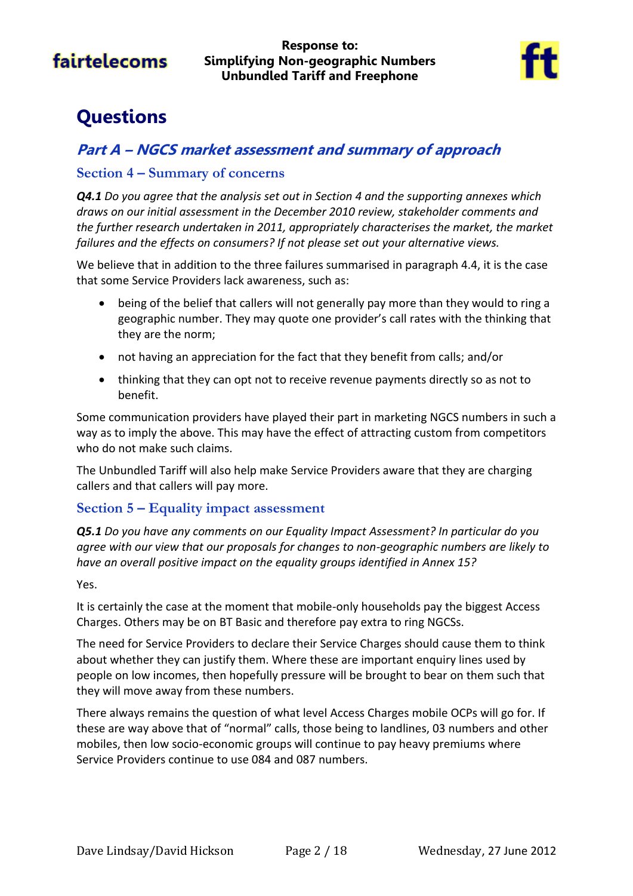# Questions

## *Part A – NGCS market assessment and summary of approach*

### Section 4 – Summary of concerns

***Q4.1*** *Do you agree that the analysis set out in Section 4 and the supporting annexes which draws on our initial assessment in the December 2010 review, stakeholder comments and the further research undertaken in 2011, appropriately characterises the market, the market failures and the effects on consumers? If not please set out your alternative views.*

We believe that in addition to the three failures summarised in paragraph 4.4, it is the case that some Service Providers lack awareness, such as:

- being of the belief that callers will not generally pay more than they would to ring a geographic number. They may quote one provider's call rates with the thinking that they are the norm;
- not having an appreciation for the fact that they benefit from calls; and/or
- thinking that they can opt not to receive revenue payments directly so as not to benefit.

Some communication providers have played their part in marketing NGCS numbers in such a way as to imply the above. This may have the effect of attracting custom from competitors who do not make such claims.

The Unbundled Tariff will also help make Service Providers aware that they are charging callers and that callers will pay more.

### Section 5 – Equality impact assessment

***Q5.1*** *Do you have any comments on our Equality Impact Assessment? In particular do you agree with our view that our proposals for changes to non-geographic numbers are likely to have an overall positive impact on the equality groups identified in Annex 15?*

Yes.

It is certainly the case at the moment that mobile-only households pay the biggest Access Charges. Others may be on BT Basic and therefore pay extra to ring NGCSs.

The need for Service Providers to declare their Service Charges should cause them to think about whether they can justify them. Where these are important enquiry lines used by people on low incomes, then hopefully pressure will be brought to bear on them such that they will move away from these numbers.

There always remains the question of what level Access Charges mobile OCPs will go for. If these are way above that of "normal" calls, those being to landlines, 03 numbers and other mobiles, then low socio-economic groups will continue to pay heavy premiums where Service Providers continue to use 084 and 087 numbers.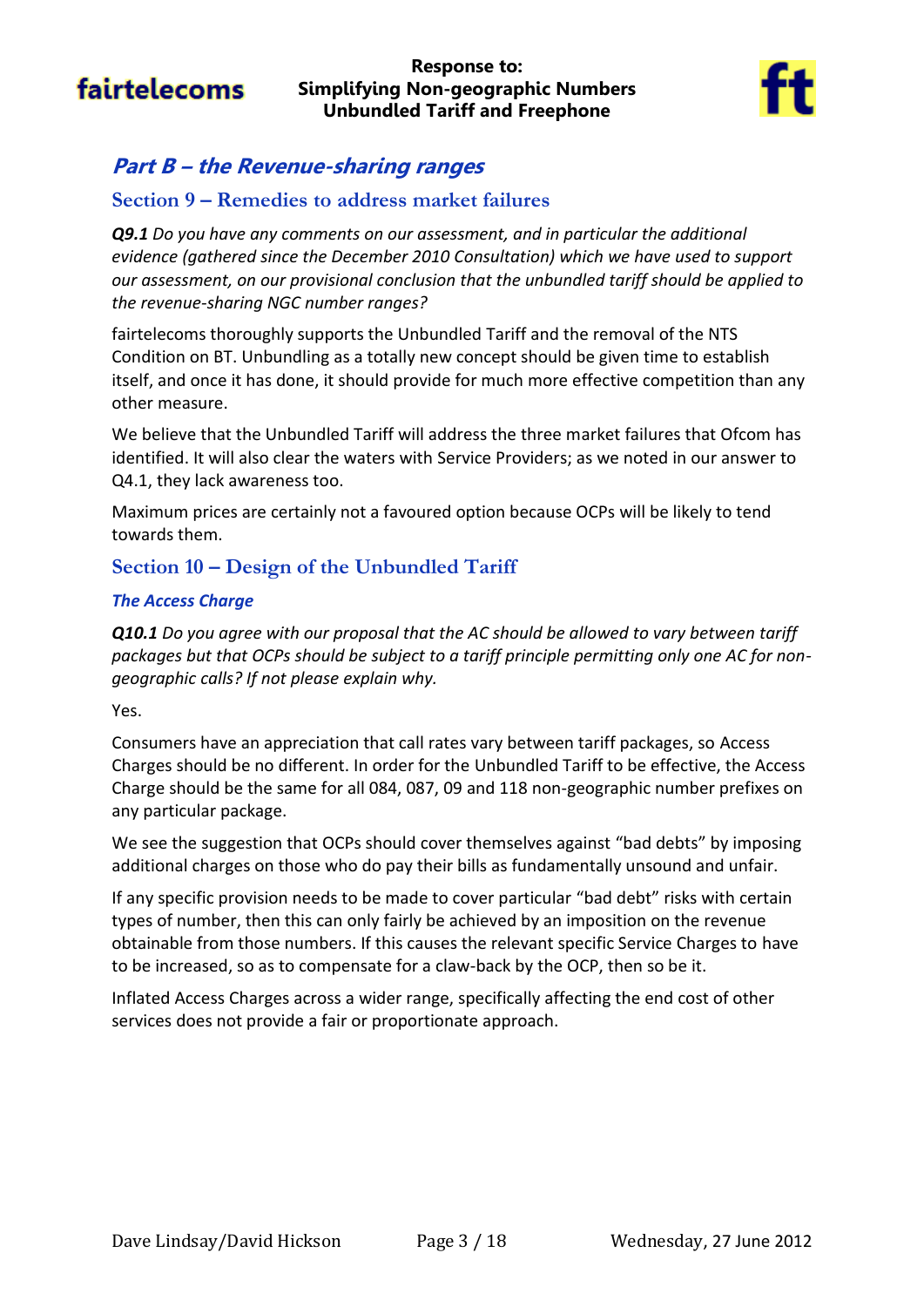## *Part B – the Revenue-sharing ranges*

### Section 9 – Remedies to address market failures

***Q9.1*** *Do you have any comments on our assessment, and in particular the additional evidence (gathered since the December 2010 Consultation) which we have used to support our assessment, on our provisional conclusion that the unbundled tariff should be applied to the revenue-sharing NGC number ranges?*

fairtelecoms thoroughly supports the Unbundled Tariff and the removal of the NTS Condition on BT. Unbundling as a totally new concept should be given time to establish itself, and once it has done, it should provide for much more effective competition than any other measure.

We believe that the Unbundled Tariff will address the three market failures that Ofcom has identified. It will also clear the waters with Service Providers; as we noted in our answer to Q4.1, they lack awareness too.

Maximum prices are certainly not a favoured option because OCPs will be likely to tend towards them.

### Section 10 – Design of the Unbundled Tariff

#### *The Access Charge*

***Q10.1*** *Do you agree with our proposal that the AC should be allowed to vary between tariff packages but that OCPs should be subject to a tariff principle permitting only one AC for non-geographic calls? If not please explain why.*

Yes.

Consumers have an appreciation that call rates vary between tariff packages, so Access Charges should be no different. In order for the Unbundled Tariff to be effective, the Access Charge should be the same for all 084, 087, 09 and 118 non-geographic number prefixes on any particular package.

We see the suggestion that OCPs should cover themselves against "bad debts" by imposing additional charges on those who do pay their bills as fundamentally unsound and unfair.

If any specific provision needs to be made to cover particular "bad debt" risks with certain types of number, then this can only fairly be achieved by an imposition on the revenue obtainable from those numbers. If this causes the relevant specific Service Charges to have to be increased, so as to compensate for a claw-back by the OCP, then so be it.

Inflated Access Charges across a wider range, specifically affecting the end cost of other services does not provide a fair or proportionate approach.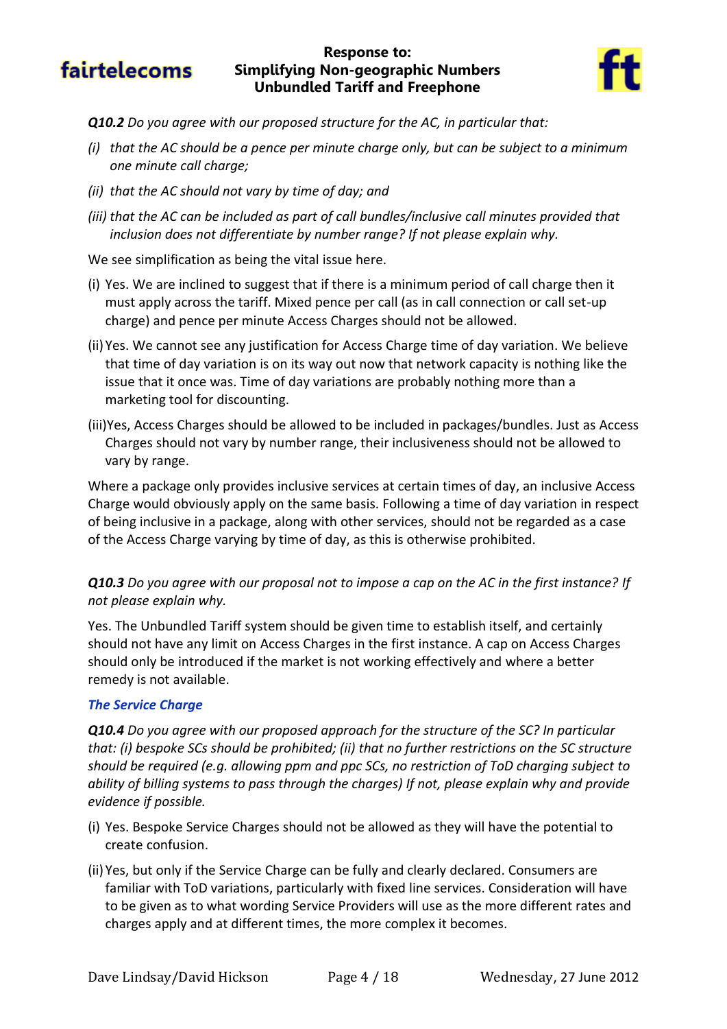***Q10.2** Do you agree with our proposed structure for the AC, in particular that:*

*(i) that the AC should be a pence per minute charge only, but can be subject to a minimum one minute call charge;*

*(ii) that the AC should not vary by time of day; and*

*(iii) that the AC can be included as part of call bundles/inclusive call minutes provided that inclusion does not differentiate by number range? If not please explain why.*

We see simplification as being the vital issue here.

(i) Yes. We are inclined to suggest that if there is a minimum period of call charge then it must apply across the tariff. Mixed pence per call (as in call connection or call set-up charge) and pence per minute Access Charges should not be allowed.

(ii) Yes. We cannot see any justification for Access Charge time of day variation. We believe that time of day variation is on its way out now that network capacity is nothing like the issue that it once was. Time of day variations are probably nothing more than a marketing tool for discounting.

(iii) Yes, Access Charges should be allowed to be included in packages/bundles. Just as Access Charges should not vary by number range, their inclusiveness should not be allowed to vary by range.

Where a package only provides inclusive services at certain times of day, an inclusive Access Charge would obviously apply on the same basis. Following a time of day variation in respect of being inclusive in a package, along with other services, should not be regarded as a case of the Access Charge varying by time of day, as this is otherwise prohibited.

***Q10.3** Do you agree with our proposal not to impose a cap on the AC in the first instance? If not please explain why.*

Yes. The Unbundled Tariff system should be given time to establish itself, and certainly should not have any limit on Access Charges in the first instance. A cap on Access Charges should only be introduced if the market is not working effectively and where a better remedy is not available.

***The Service Charge***

***Q10.4** Do you agree with our proposed approach for the structure of the SC? In particular that: (i) bespoke SCs should be prohibited; (ii) that no further restrictions on the SC structure should be required (e.g. allowing ppm and ppc SCs, no restriction of ToD charging subject to ability of billing systems to pass through the charges) If not, please explain why and provide evidence if possible.*

(i) Yes. Bespoke Service Charges should not be allowed as they will have the potential to create confusion.

(ii) Yes, but only if the Service Charge can be fully and clearly declared. Consumers are familiar with ToD variations, particularly with fixed line services. Consideration will have to be given as to what wording Service Providers will use as the more different rates and charges apply and at different times, the more complex it becomes.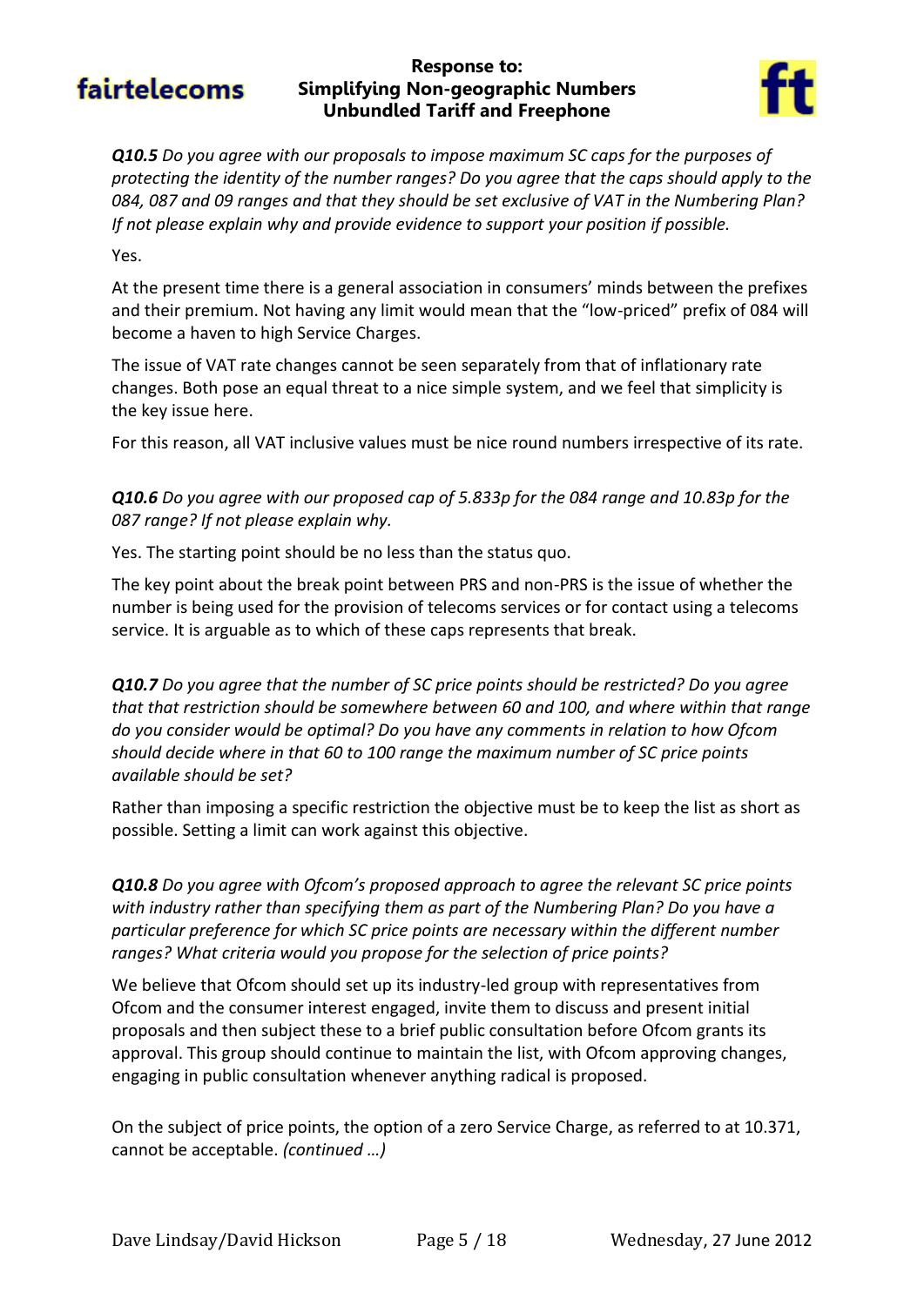***Q10.5*** *Do you agree with our proposals to impose maximum SC caps for the purposes of protecting the identity of the number ranges? Do you agree that the caps should apply to the 084, 087 and 09 ranges and that they should be set exclusive of VAT in the Numbering Plan? If not please explain why and provide evidence to support your position if possible.*

Yes.

At the present time there is a general association in consumers' minds between the prefixes and their premium. Not having any limit would mean that the "low-priced" prefix of 084 will become a haven to high Service Charges.

The issue of VAT rate changes cannot be seen separately from that of inflationary rate changes. Both pose an equal threat to a nice simple system, and we feel that simplicity is the key issue here.

For this reason, all VAT inclusive values must be nice round numbers irrespective of its rate.

***Q10.6*** *Do you agree with our proposed cap of 5.833p for the 084 range and 10.83p for the 087 range? If not please explain why.*

Yes. The starting point should be no less than the status quo.

The key point about the break point between PRS and non-PRS is the issue of whether the number is being used for the provision of telecoms services or for contact using a telecoms service. It is arguable as to which of these caps represents that break.

***Q10.7*** *Do you agree that the number of SC price points should be restricted? Do you agree that that restriction should be somewhere between 60 and 100, and where within that range do you consider would be optimal? Do you have any comments in relation to how Ofcom should decide where in that 60 to 100 range the maximum number of SC price points available should be set?*

Rather than imposing a specific restriction the objective must be to keep the list as short as possible. Setting a limit can work against this objective.

***Q10.8*** *Do you agree with Ofcom's proposed approach to agree the relevant SC price points with industry rather than specifying them as part of the Numbering Plan? Do you have a particular preference for which SC price points are necessary within the different number ranges? What criteria would you propose for the selection of price points?*

We believe that Ofcom should set up its industry-led group with representatives from Ofcom and the consumer interest engaged, invite them to discuss and present initial proposals and then subject these to a brief public consultation before Ofcom grants its approval. This group should continue to maintain the list, with Ofcom approving changes, engaging in public consultation whenever anything radical is proposed.

On the subject of price points, the option of a zero Service Charge, as referred to at 10.371, cannot be acceptable. *(continued …)*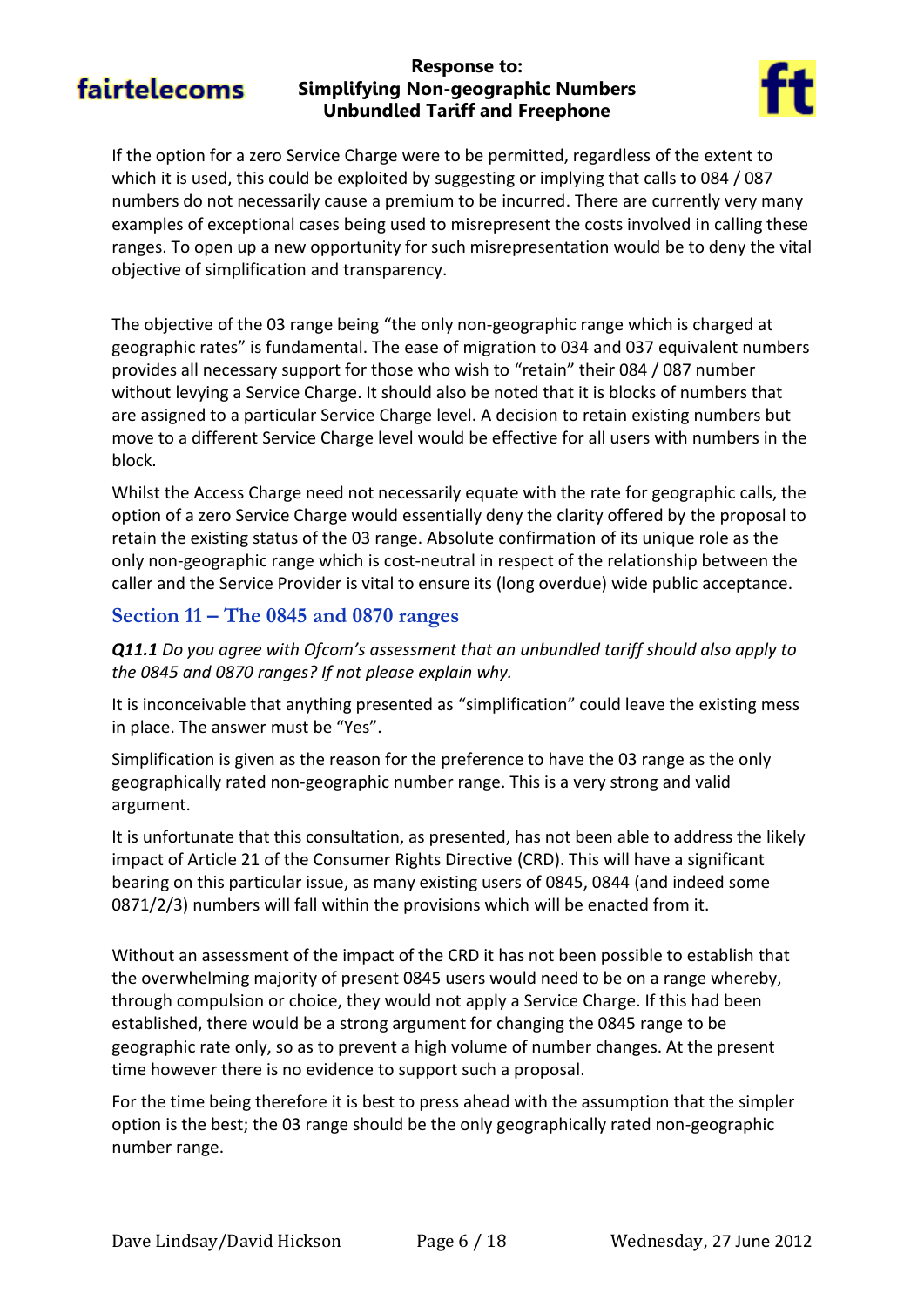If the option for a zero Service Charge were to be permitted, regardless of the extent to which it is used, this could be exploited by suggesting or implying that calls to 084 / 087 numbers do not necessarily cause a premium to be incurred. There are currently very many examples of exceptional cases being used to misrepresent the costs involved in calling these ranges. To open up a new opportunity for such misrepresentation would be to deny the vital objective of simplification and transparency.

The objective of the 03 range being "the only non-geographic range which is charged at geographic rates" is fundamental. The ease of migration to 034 and 037 equivalent numbers provides all necessary support for those who wish to "retain" their 084 / 087 number without levying a Service Charge. It should also be noted that it is blocks of numbers that are assigned to a particular Service Charge level. A decision to retain existing numbers but move to a different Service Charge level would be effective for all users with numbers in the block.

Whilst the Access Charge need not necessarily equate with the rate for geographic calls, the option of a zero Service Charge would essentially deny the clarity offered by the proposal to retain the existing status of the 03 range. Absolute confirmation of its unique role as the only non-geographic range which is cost-neutral in respect of the relationship between the caller and the Service Provider is vital to ensure its (long overdue) wide public acceptance.

## Section 11 – The 0845 and 0870 ranges

***Q11.1*** *Do you agree with Ofcom's assessment that an unbundled tariff should also apply to the 0845 and 0870 ranges? If not please explain why.*

It is inconceivable that anything presented as "simplification" could leave the existing mess in place. The answer must be "Yes".

Simplification is given as the reason for the preference to have the 03 range as the only geographically rated non-geographic number range. This is a very strong and valid argument.

It is unfortunate that this consultation, as presented, has not been able to address the likely impact of Article 21 of the Consumer Rights Directive (CRD). This will have a significant bearing on this particular issue, as many existing users of 0845, 0844 (and indeed some 0871/2/3) numbers will fall within the provisions which will be enacted from it.

Without an assessment of the impact of the CRD it has not been possible to establish that the overwhelming majority of present 0845 users would need to be on a range whereby, through compulsion or choice, they would not apply a Service Charge. If this had been established, there would be a strong argument for changing the 0845 range to be geographic rate only, so as to prevent a high volume of number changes. At the present time however there is no evidence to support such a proposal.

For the time being therefore it is best to press ahead with the assumption that the simpler option is the best; the 03 range should be the only geographically rated non-geographic number range.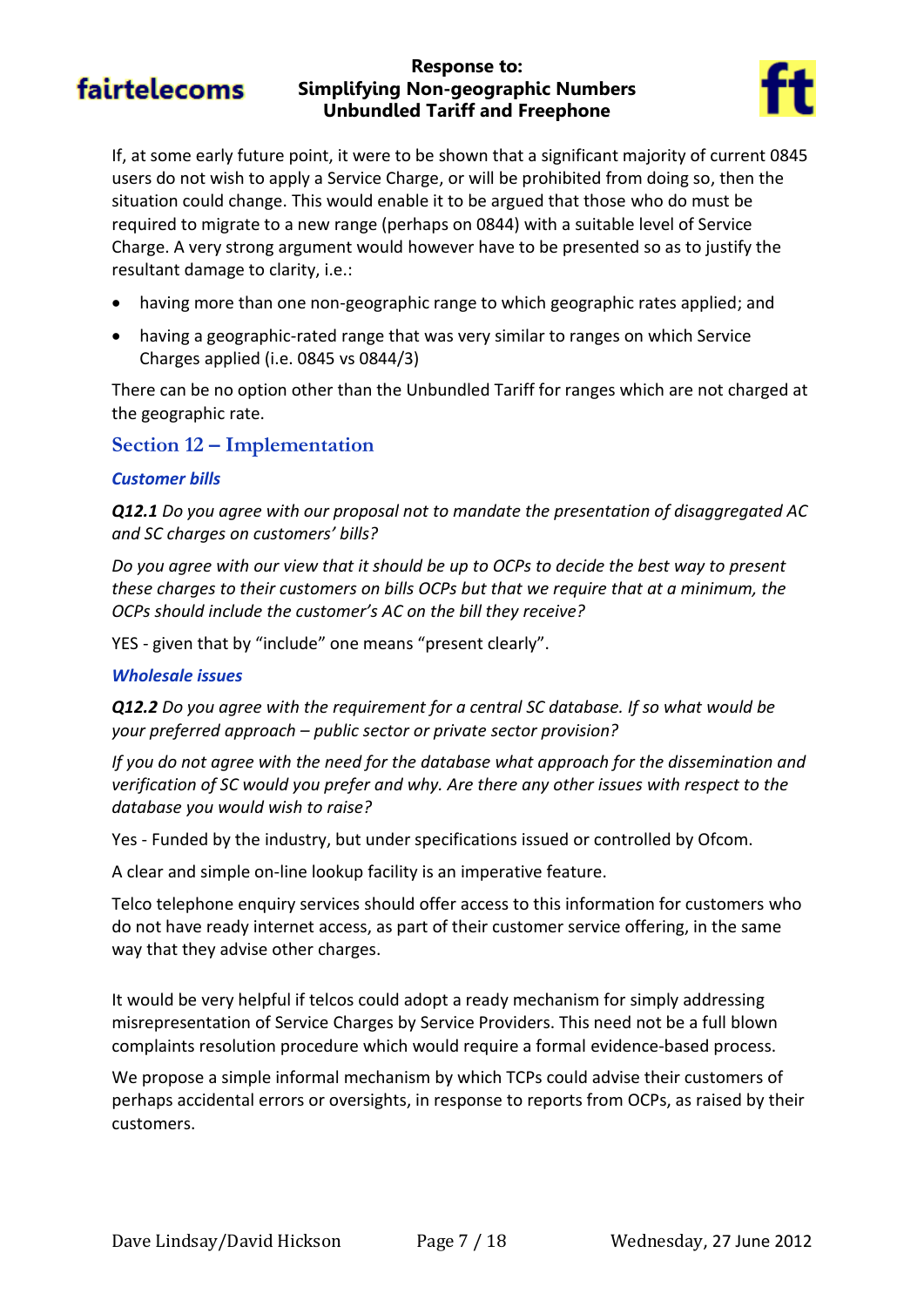If, at some early future point, it were to be shown that a significant majority of current 0845 users do not wish to apply a Service Charge, or will be prohibited from doing so, then the situation could change. This would enable it to be argued that those who do must be required to migrate to a new range (perhaps on 0844) with a suitable level of Service Charge. A very strong argument would however have to be presented so as to justify the resultant damage to clarity, i.e.:

- having more than one non-geographic range to which geographic rates applied; and
- having a geographic-rated range that was very similar to ranges on which Service Charges applied (i.e. 0845 vs 0844/3)

There can be no option other than the Unbundled Tariff for ranges which are not charged at the geographic rate.

## Section 12 – Implementation

### *Customer bills*

***Q12.1*** *Do you agree with our proposal not to mandate the presentation of disaggregated AC and SC charges on customers' bills?*

*Do you agree with our view that it should be up to OCPs to decide the best way to present these charges to their customers on bills OCPs but that we require that at a minimum, the OCPs should include the customer's AC on the bill they receive?*

YES - given that by "include" one means "present clearly".

### *Wholesale issues*

***Q12.2*** *Do you agree with the requirement for a central SC database. If so what would be your preferred approach – public sector or private sector provision?*

*If you do not agree with the need for the database what approach for the dissemination and verification of SC would you prefer and why. Are there any other issues with respect to the database you would wish to raise?*

Yes - Funded by the industry, but under specifications issued or controlled by Ofcom.

A clear and simple on-line lookup facility is an imperative feature.

Telco telephone enquiry services should offer access to this information for customers who do not have ready internet access, as part of their customer service offering, in the same way that they advise other charges.

It would be very helpful if telcos could adopt a ready mechanism for simply addressing misrepresentation of Service Charges by Service Providers. This need not be a full blown complaints resolution procedure which would require a formal evidence-based process.

We propose a simple informal mechanism by which TCPs could advise their customers of perhaps accidental errors or oversights, in response to reports from OCPs, as raised by their customers.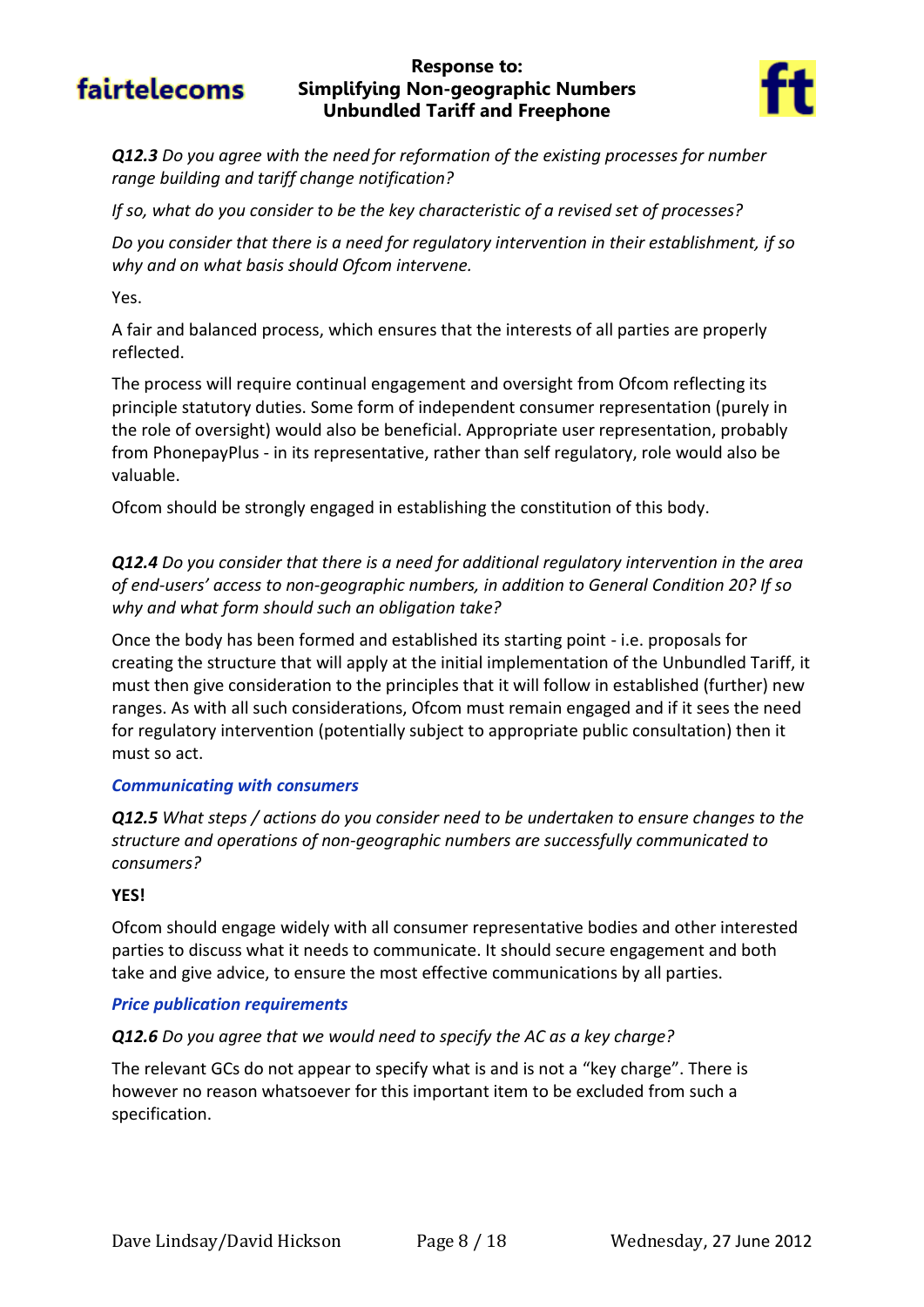***Q12.3*** *Do you agree with the need for reformation of the existing processes for number range building and tariff change notification?*

*If so, what do you consider to be the key characteristic of a revised set of processes?*

*Do you consider that there is a need for regulatory intervention in their establishment, if so why and on what basis should Ofcom intervene.*

Yes.

A fair and balanced process, which ensures that the interests of all parties are properly reflected.

The process will require continual engagement and oversight from Ofcom reflecting its principle statutory duties. Some form of independent consumer representation (purely in the role of oversight) would also be beneficial. Appropriate user representation, probably from PhonepayPlus - in its representative, rather than self regulatory, role would also be valuable.

Ofcom should be strongly engaged in establishing the constitution of this body.

***Q12.4*** *Do you consider that there is a need for additional regulatory intervention in the area of end-users' access to non-geographic numbers, in addition to General Condition 20? If so why and what form should such an obligation take?*

Once the body has been formed and established its starting point - i.e. proposals for creating the structure that will apply at the initial implementation of the Unbundled Tariff, it must then give consideration to the principles that it will follow in established (further) new ranges. As with all such considerations, Ofcom must remain engaged and if it sees the need for regulatory intervention (potentially subject to appropriate public consultation) then it must so act.

### *Communicating with consumers*

***Q12.5*** *What steps / actions do you consider need to be undertaken to ensure changes to the structure and operations of non-geographic numbers are successfully communicated to consumers?*

**YES!**

Ofcom should engage widely with all consumer representative bodies and other interested parties to discuss what it needs to communicate. It should secure engagement and both take and give advice, to ensure the most effective communications by all parties.

### *Price publication requirements*

***Q12.6*** *Do you agree that we would need to specify the AC as a key charge?*

The relevant GCs do not appear to specify what is and is not a "key charge". There is however no reason whatsoever for this important item to be excluded from such a specification.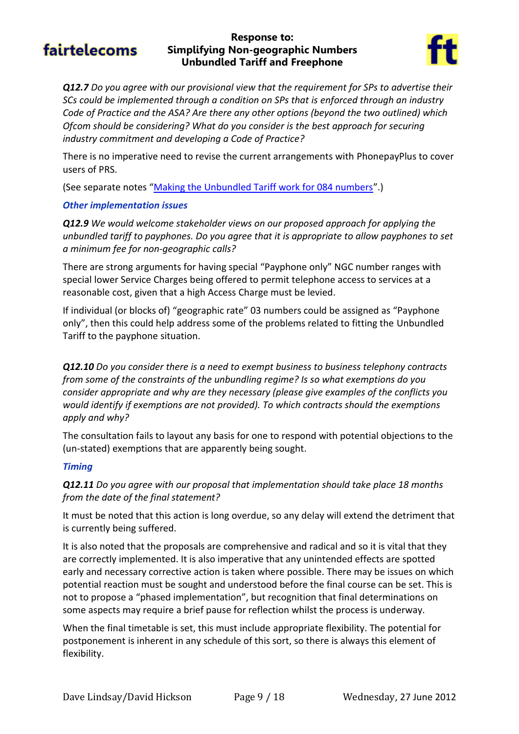***Q12.7** Do you agree with our provisional view that the requirement for SPs to advertise their SCs could be implemented through a condition on SPs that is enforced through an industry Code of Practice and the ASA? Are there any other options (beyond the two outlined) which Ofcom should be considering? What do you consider is the best approach for securing industry commitment and developing a Code of Practice?*

There is no imperative need to revise the current arrangements with PhonepayPlus to cover users of PRS.

(See separate notes "Making the Unbundled Tariff work for 084 numbers".)

### *Other implementation issues*

***Q12.9** We would welcome stakeholder views on our proposed approach for applying the unbundled tariff to payphones. Do you agree that it is appropriate to allow payphones to set a minimum fee for non-geographic calls?*

There are strong arguments for having special "Payphone only" NGC number ranges with special lower Service Charges being offered to permit telephone access to services at a reasonable cost, given that a high Access Charge must be levied.

If individual (or blocks of) "geographic rate" 03 numbers could be assigned as "Payphone only", then this could help address some of the problems related to fitting the Unbundled Tariff to the payphone situation.

***Q12.10** Do you consider there is a need to exempt business to business telephony contracts from some of the constraints of the unbundling regime? Is so what exemptions do you consider appropriate and why are they necessary (please give examples of the conflicts you would identify if exemptions are not provided). To which contracts should the exemptions apply and why?*

The consultation fails to layout any basis for one to respond with potential objections to the (un-stated) exemptions that are apparently being sought.

### *Timing*

***Q12.11** Do you agree with our proposal that implementation should take place 18 months from the date of the final statement?*

It must be noted that this action is long overdue, so any delay will extend the detriment that is currently being suffered.

It is also noted that the proposals are comprehensive and radical and so it is vital that they are correctly implemented. It is also imperative that any unintended effects are spotted early and necessary corrective action is taken where possible. There may be issues on which potential reaction must be sought and understood before the final course can be set. This is not to propose a "phased implementation", but recognition that final determinations on some aspects may require a brief pause for reflection whilst the process is underway.

When the final timetable is set, this must include appropriate flexibility. The potential for postponement is inherent in any schedule of this sort, so there is always this element of flexibility.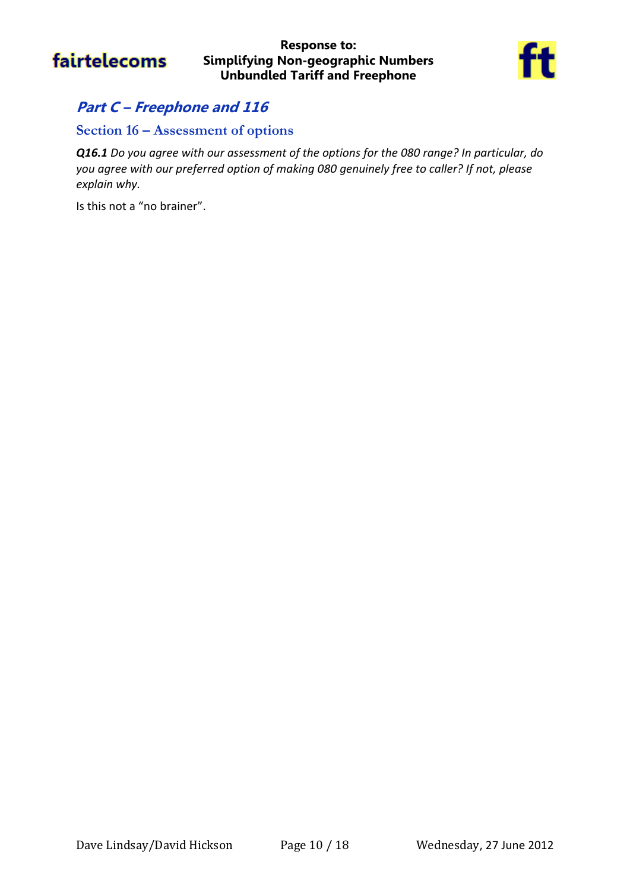## *Part C – Freephone and 116*

### Section 16 – Assessment of options

***Q16.1*** *Do you agree with our assessment of the options for the 080 range? In particular, do you agree with our preferred option of making 080 genuinely free to caller? If not, please explain why.*

Is this not a “no brainer”.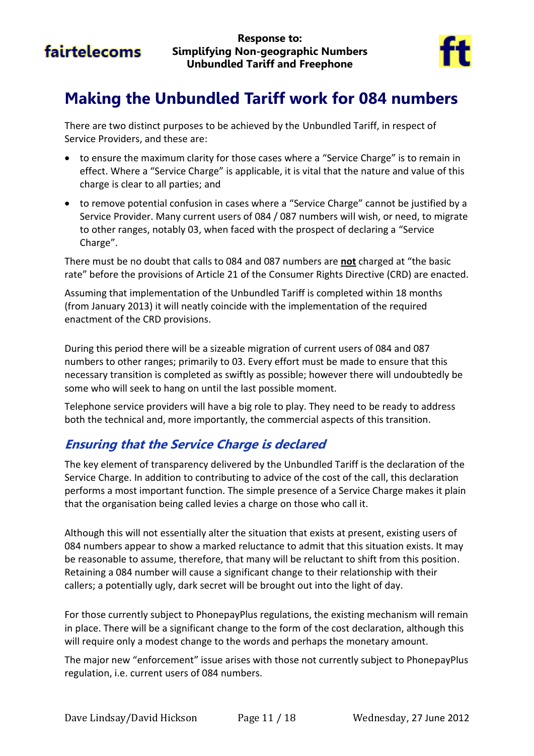# Making the Unbundled Tariff work for 084 numbers

There are two distinct purposes to be achieved by the Unbundled Tariff, in respect of Service Providers, and these are:

- to ensure the maximum clarity for those cases where a "Service Charge" is to remain in effect. Where a "Service Charge" is applicable, it is vital that the nature and value of this charge is clear to all parties; and
- to remove potential confusion in cases where a "Service Charge" cannot be justified by a Service Provider. Many current users of 084 / 087 numbers will wish, or need, to migrate to other ranges, notably 03, when faced with the prospect of declaring a "Service Charge".

There must be no doubt that calls to 084 and 087 numbers are **not** charged at "the basic rate" before the provisions of Article 21 of the Consumer Rights Directive (CRD) are enacted.

Assuming that implementation of the Unbundled Tariff is completed within 18 months (from January 2013) it will neatly coincide with the implementation of the required enactment of the CRD provisions.

During this period there will be a sizeable migration of current users of 084 and 087 numbers to other ranges; primarily to 03. Every effort must be made to ensure that this necessary transition is completed as swiftly as possible; however there will undoubtedly be some who will seek to hang on until the last possible moment.

Telephone service providers will have a big role to play. They need to be ready to address both the technical and, more importantly, the commercial aspects of this transition.

## *Ensuring that the Service Charge is declared*

The key element of transparency delivered by the Unbundled Tariff is the declaration of the Service Charge. In addition to contributing to advice of the cost of the call, this declaration performs a most important function. The simple presence of a Service Charge makes it plain that the organisation being called levies a charge on those who call it.

Although this will not essentially alter the situation that exists at present, existing users of 084 numbers appear to show a marked reluctance to admit that this situation exists. It may be reasonable to assume, therefore, that many will be reluctant to shift from this position. Retaining a 084 number will cause a significant change to their relationship with their callers; a potentially ugly, dark secret will be brought out into the light of day.

For those currently subject to PhonepayPlus regulations, the existing mechanism will remain in place. There will be a significant change to the form of the cost declaration, although this will require only a modest change to the words and perhaps the monetary amount.

The major new "enforcement" issue arises with those not currently subject to PhonepayPlus regulation, i.e. current users of 084 numbers.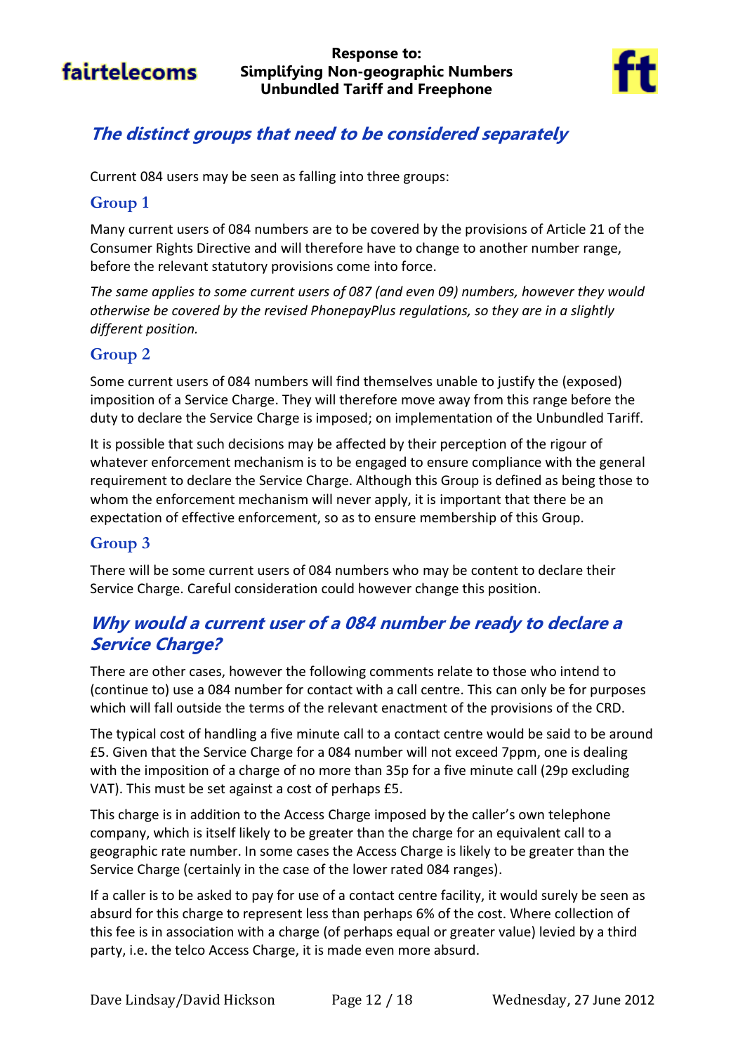## The distinct groups that need to be considered separately

Current 084 users may be seen as falling into three groups:

### Group 1

Many current users of 084 numbers are to be covered by the provisions of Article 21 of the Consumer Rights Directive and will therefore have to change to another number range, before the relevant statutory provisions come into force.

*The same applies to some current users of 087 (and even 09) numbers, however they would otherwise be covered by the revised PhonepayPlus regulations, so they are in a slightly different position.*

### Group 2

Some current users of 084 numbers will find themselves unable to justify the (exposed) imposition of a Service Charge. They will therefore move away from this range before the duty to declare the Service Charge is imposed; on implementation of the Unbundled Tariff.

It is possible that such decisions may be affected by their perception of the rigour of whatever enforcement mechanism is to be engaged to ensure compliance with the general requirement to declare the Service Charge. Although this Group is defined as being those to whom the enforcement mechanism will never apply, it is important that there be an expectation of effective enforcement, so as to ensure membership of this Group.

### Group 3

There will be some current users of 084 numbers who may be content to declare their Service Charge. Careful consideration could however change this position.

## Why would a current user of a 084 number be ready to declare a Service Charge?

There are other cases, however the following comments relate to those who intend to (continue to) use a 084 number for contact with a call centre. This can only be for purposes which will fall outside the terms of the relevant enactment of the provisions of the CRD.

The typical cost of handling a five minute call to a contact centre would be said to be around £5. Given that the Service Charge for a 084 number will not exceed 7ppm, one is dealing with the imposition of a charge of no more than 35p for a five minute call (29p excluding VAT). This must be set against a cost of perhaps £5.

This charge is in addition to the Access Charge imposed by the caller's own telephone company, which is itself likely to be greater than the charge for an equivalent call to a geographic rate number. In some cases the Access Charge is likely to be greater than the Service Charge (certainly in the case of the lower rated 084 ranges).

If a caller is to be asked to pay for use of a contact centre facility, it would surely be seen as absurd for this charge to represent less than perhaps 6% of the cost. Where collection of this fee is in association with a charge (of perhaps equal or greater value) levied by a third party, i.e. the telco Access Charge, it is made even more absurd.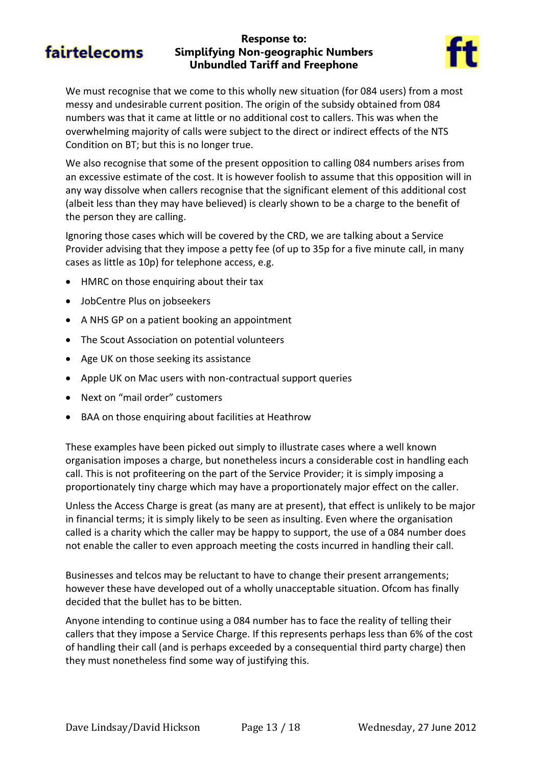We must recognise that we come to this wholly new situation (for 084 users) from a most messy and undesirable current position. The origin of the subsidy obtained from 084 numbers was that it came at little or no additional cost to callers. This was when the overwhelming majority of calls were subject to the direct or indirect effects of the NTS Condition on BT; but this is no longer true.

We also recognise that some of the present opposition to calling 084 numbers arises from an excessive estimate of the cost. It is however foolish to assume that this opposition will in any way dissolve when callers recognise that the significant element of this additional cost (albeit less than they may have believed) is clearly shown to be a charge to the benefit of the person they are calling.

Ignoring those cases which will be covered by the CRD, we are talking about a Service Provider advising that they impose a petty fee (of up to 35p for a five minute call, in many cases as little as 10p) for telephone access, e.g.

- HMRC on those enquiring about their tax
- JobCentre Plus on jobseekers
- A NHS GP on a patient booking an appointment
- The Scout Association on potential volunteers
- Age UK on those seeking its assistance
- Apple UK on Mac users with non-contractual support queries
- Next on "mail order" customers
- BAA on those enquiring about facilities at Heathrow

These examples have been picked out simply to illustrate cases where a well known organisation imposes a charge, but nonetheless incurs a considerable cost in handling each call. This is not profiteering on the part of the Service Provider; it is simply imposing a proportionately tiny charge which may have a proportionately major effect on the caller.

Unless the Access Charge is great (as many are at present), that effect is unlikely to be major in financial terms; it is simply likely to be seen as insulting. Even where the organisation called is a charity which the caller may be happy to support, the use of a 084 number does not enable the caller to even approach meeting the costs incurred in handling their call.

Businesses and telcos may be reluctant to have to change their present arrangements; however these have developed out of a wholly unacceptable situation. Ofcom has finally decided that the bullet has to be bitten.

Anyone intending to continue using a 084 number has to face the reality of telling their callers that they impose a Service Charge. If this represents perhaps less than 6% of the cost of handling their call (and is perhaps exceeded by a consequential third party charge) then they must nonetheless find some way of justifying this.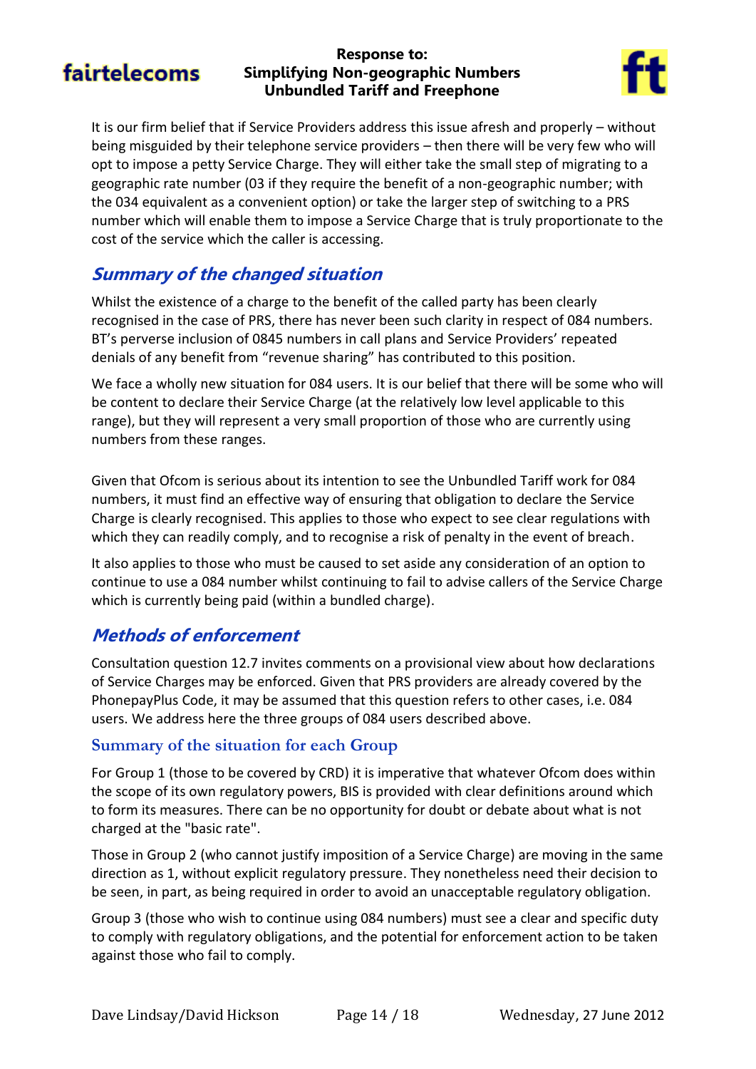It is our firm belief that if Service Providers address this issue afresh and properly – without being misguided by their telephone service providers – then there will be very few who will opt to impose a petty Service Charge. They will either take the small step of migrating to a geographic rate number (03 if they require the benefit of a non-geographic number; with the 034 equivalent as a convenient option) or take the larger step of switching to a PRS number which will enable them to impose a Service Charge that is truly proportionate to the cost of the service which the caller is accessing.

## *Summary of the changed situation*

Whilst the existence of a charge to the benefit of the called party has been clearly recognised in the case of PRS, there has never been such clarity in respect of 084 numbers. BT's perverse inclusion of 0845 numbers in call plans and Service Providers' repeated denials of any benefit from "revenue sharing" has contributed to this position.

We face a wholly new situation for 084 users. It is our belief that there will be some who will be content to declare their Service Charge (at the relatively low level applicable to this range), but they will represent a very small proportion of those who are currently using numbers from these ranges.

Given that Ofcom is serious about its intention to see the Unbundled Tariff work for 084 numbers, it must find an effective way of ensuring that obligation to declare the Service Charge is clearly recognised. This applies to those who expect to see clear regulations with which they can readily comply, and to recognise a risk of penalty in the event of breach.

It also applies to those who must be caused to set aside any consideration of an option to continue to use a 084 number whilst continuing to fail to advise callers of the Service Charge which is currently being paid (within a bundled charge).

## *Methods of enforcement*

Consultation question 12.7 invites comments on a provisional view about how declarations of Service Charges may be enforced. Given that PRS providers are already covered by the PhonepayPlus Code, it may be assumed that this question refers to other cases, i.e. 084 users. We address here the three groups of 084 users described above.

### Summary of the situation for each Group

For Group 1 (those to be covered by CRD) it is imperative that whatever Ofcom does within the scope of its own regulatory powers, BIS is provided with clear definitions around which to form its measures. There can be no opportunity for doubt or debate about what is not charged at the "basic rate".

Those in Group 2 (who cannot justify imposition of a Service Charge) are moving in the same direction as 1, without explicit regulatory pressure. They nonetheless need their decision to be seen, in part, as being required in order to avoid an unacceptable regulatory obligation.

Group 3 (those who wish to continue using 084 numbers) must see a clear and specific duty to comply with regulatory obligations, and the potential for enforcement action to be taken against those who fail to comply.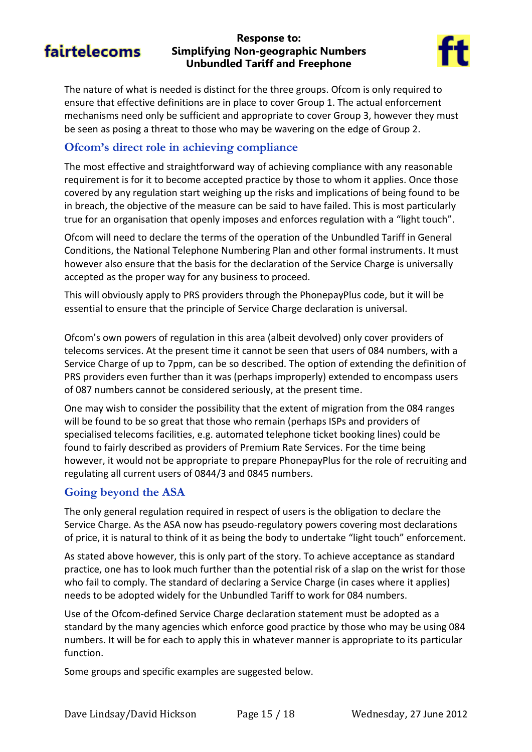The nature of what is needed is distinct for the three groups. Ofcom is only required to ensure that effective definitions are in place to cover Group 1. The actual enforcement mechanisms need only be sufficient and appropriate to cover Group 3, however they must be seen as posing a threat to those who may be wavering on the edge of Group 2.

## Ofcom's direct role in achieving compliance

The most effective and straightforward way of achieving compliance with any reasonable requirement is for it to become accepted practice by those to whom it applies. Once those covered by any regulation start weighing up the risks and implications of being found to be in breach, the objective of the measure can be said to have failed. This is most particularly true for an organisation that openly imposes and enforces regulation with a "light touch".

Ofcom will need to declare the terms of the operation of the Unbundled Tariff in General Conditions, the National Telephone Numbering Plan and other formal instruments. It must however also ensure that the basis for the declaration of the Service Charge is universally accepted as the proper way for any business to proceed.

This will obviously apply to PRS providers through the PhonepayPlus code, but it will be essential to ensure that the principle of Service Charge declaration is universal.

Ofcom's own powers of regulation in this area (albeit devolved) only cover providers of telecoms services. At the present time it cannot be seen that users of 084 numbers, with a Service Charge of up to 7ppm, can be so described. The option of extending the definition of PRS providers even further than it was (perhaps improperly) extended to encompass users of 087 numbers cannot be considered seriously, at the present time.

One may wish to consider the possibility that the extent of migration from the 084 ranges will be found to be so great that those who remain (perhaps ISPs and providers of specialised telecoms facilities, e.g. automated telephone ticket booking lines) could be found to fairly described as providers of Premium Rate Services. For the time being however, it would not be appropriate to prepare PhonepayPlus for the role of recruiting and regulating all current users of 0844/3 and 0845 numbers.

## Going beyond the ASA

The only general regulation required in respect of users is the obligation to declare the Service Charge. As the ASA now has pseudo-regulatory powers covering most declarations of price, it is natural to think of it as being the body to undertake "light touch" enforcement.

As stated above however, this is only part of the story. To achieve acceptance as standard practice, one has to look much further than the potential risk of a slap on the wrist for those who fail to comply. The standard of declaring a Service Charge (in cases where it applies) needs to be adopted widely for the Unbundled Tariff to work for 084 numbers.

Use of the Ofcom-defined Service Charge declaration statement must be adopted as a standard by the many agencies which enforce good practice by those who may be using 084 numbers. It will be for each to apply this in whatever manner is appropriate to its particular function.

Some groups and specific examples are suggested below.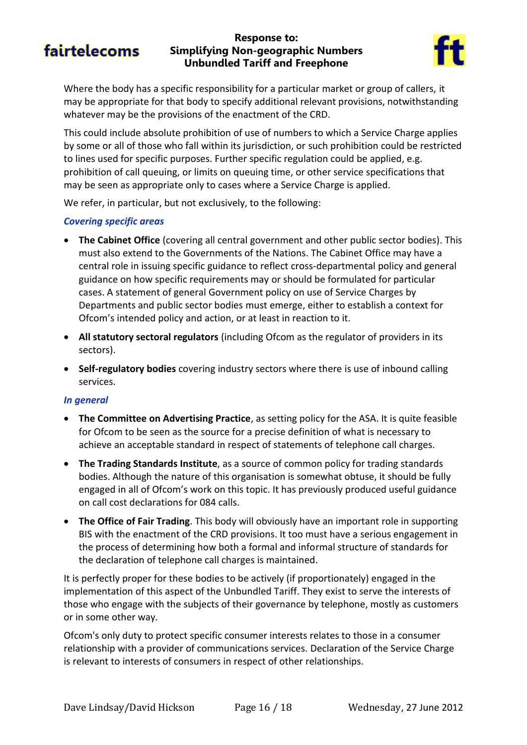Where the body has a specific responsibility for a particular market or group of callers, it may be appropriate for that body to specify additional relevant provisions, notwithstanding whatever may be the provisions of the enactment of the CRD.

This could include absolute prohibition of use of numbers to which a Service Charge applies by some or all of those who fall within its jurisdiction, or such prohibition could be restricted to lines used for specific purposes. Further specific regulation could be applied, e.g. prohibition of call queuing, or limits on queuing time, or other service specifications that may be seen as appropriate only to cases where a Service Charge is applied.

We refer, in particular, but not exclusively, to the following:

***Covering specific areas***

- **The Cabinet Office** (covering all central government and other public sector bodies). This must also extend to the Governments of the Nations. The Cabinet Office may have a central role in issuing specific guidance to reflect cross-departmental policy and general guidance on how specific requirements may or should be formulated for particular cases. A statement of general Government policy on use of Service Charges by Departments and public sector bodies must emerge, either to establish a context for Ofcom's intended policy and action, or at least in reaction to it.
- **All statutory sectoral regulators** (including Ofcom as the regulator of providers in its sectors).
- **Self-regulatory bodies** covering industry sectors where there is use of inbound calling services.

***In general***

- **The Committee on Advertising Practice**, as setting policy for the ASA. It is quite feasible for Ofcom to be seen as the source for a precise definition of what is necessary to achieve an acceptable standard in respect of statements of telephone call charges.
- **The Trading Standards Institute**, as a source of common policy for trading standards bodies. Although the nature of this organisation is somewhat obtuse, it should be fully engaged in all of Ofcom's work on this topic. It has previously produced useful guidance on call cost declarations for 084 calls.
- **The Office of Fair Trading**. This body will obviously have an important role in supporting BIS with the enactment of the CRD provisions. It too must have a serious engagement in the process of determining how both a formal and informal structure of standards for the declaration of telephone call charges is maintained.

It is perfectly proper for these bodies to be actively (if proportionately) engaged in the implementation of this aspect of the Unbundled Tariff. They exist to serve the interests of those who engage with the subjects of their governance by telephone, mostly as customers or in some other way.

Ofcom's only duty to protect specific consumer interests relates to those in a consumer relationship with a provider of communications services. Declaration of the Service Charge is relevant to interests of consumers in respect of other relationships.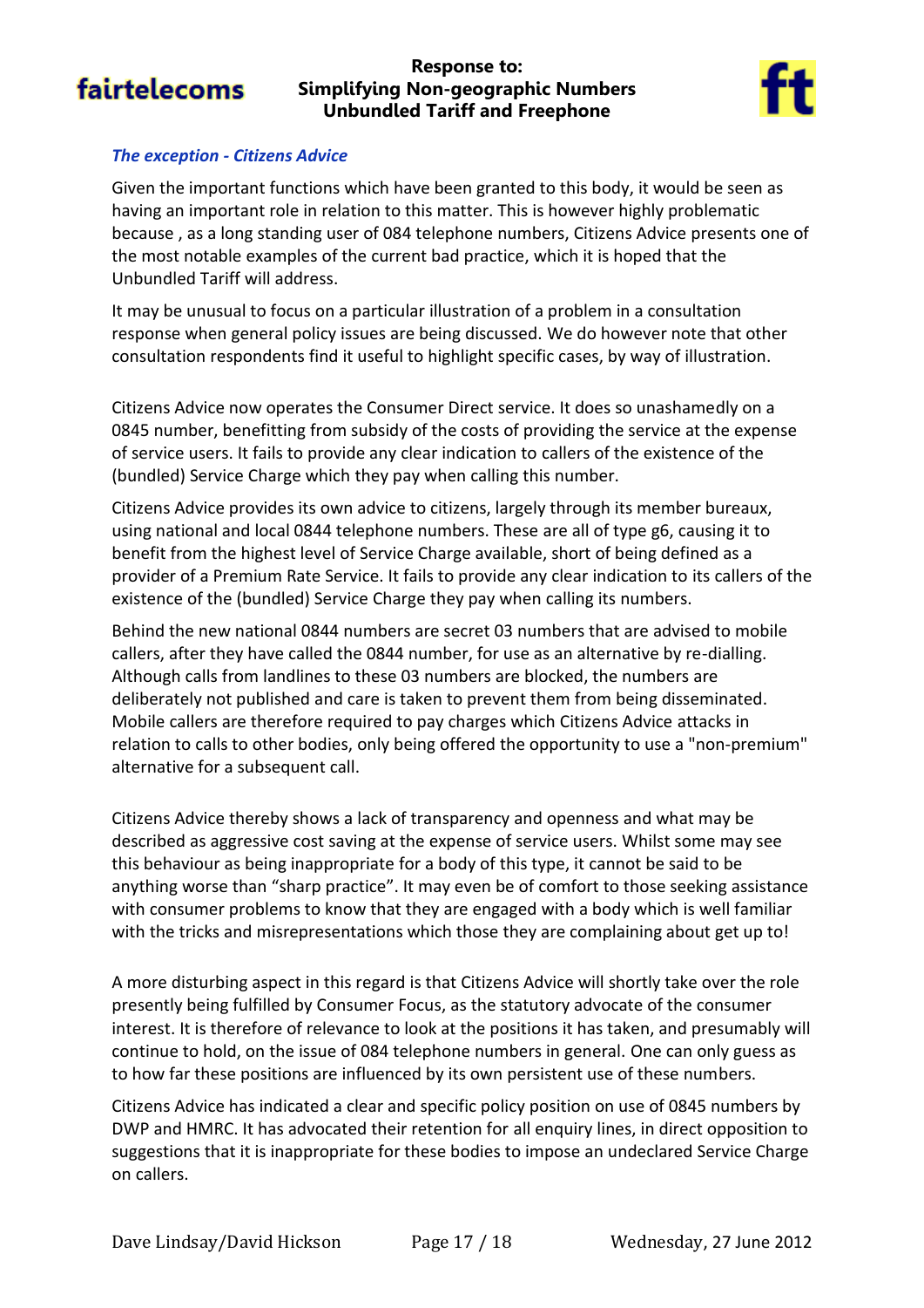### *The exception - Citizens Advice*

Given the important functions which have been granted to this body, it would be seen as having an important role in relation to this matter. This is however highly problematic because , as a long standing user of 084 telephone numbers, Citizens Advice presents one of the most notable examples of the current bad practice, which it is hoped that the Unbundled Tariff will address.

It may be unusual to focus on a particular illustration of a problem in a consultation response when general policy issues are being discussed. We do however note that other consultation respondents find it useful to highlight specific cases, by way of illustration.

Citizens Advice now operates the Consumer Direct service. It does so unashamedly on a 0845 number, benefitting from subsidy of the costs of providing the service at the expense of service users. It fails to provide any clear indication to callers of the existence of the (bundled) Service Charge which they pay when calling this number.

Citizens Advice provides its own advice to citizens, largely through its member bureaux, using national and local 0844 telephone numbers. These are all of type g6, causing it to benefit from the highest level of Service Charge available, short of being defined as a provider of a Premium Rate Service. It fails to provide any clear indication to its callers of the existence of the (bundled) Service Charge they pay when calling its numbers.

Behind the new national 0844 numbers are secret 03 numbers that are advised to mobile callers, after they have called the 0844 number, for use as an alternative by re-dialling. Although calls from landlines to these 03 numbers are blocked, the numbers are deliberately not published and care is taken to prevent them from being disseminated. Mobile callers are therefore required to pay charges which Citizens Advice attacks in relation to calls to other bodies, only being offered the opportunity to use a "non-premium" alternative for a subsequent call.

Citizens Advice thereby shows a lack of transparency and openness and what may be described as aggressive cost saving at the expense of service users. Whilst some may see this behaviour as being inappropriate for a body of this type, it cannot be said to be anything worse than “sharp practice”. It may even be of comfort to those seeking assistance with consumer problems to know that they are engaged with a body which is well familiar with the tricks and misrepresentations which those they are complaining about get up to!

A more disturbing aspect in this regard is that Citizens Advice will shortly take over the role presently being fulfilled by Consumer Focus, as the statutory advocate of the consumer interest. It is therefore of relevance to look at the positions it has taken, and presumably will continue to hold, on the issue of 084 telephone numbers in general. One can only guess as to how far these positions are influenced by its own persistent use of these numbers.

Citizens Advice has indicated a clear and specific policy position on use of 0845 numbers by DWP and HMRC. It has advocated their retention for all enquiry lines, in direct opposition to suggestions that it is inappropriate for these bodies to impose an undeclared Service Charge on callers.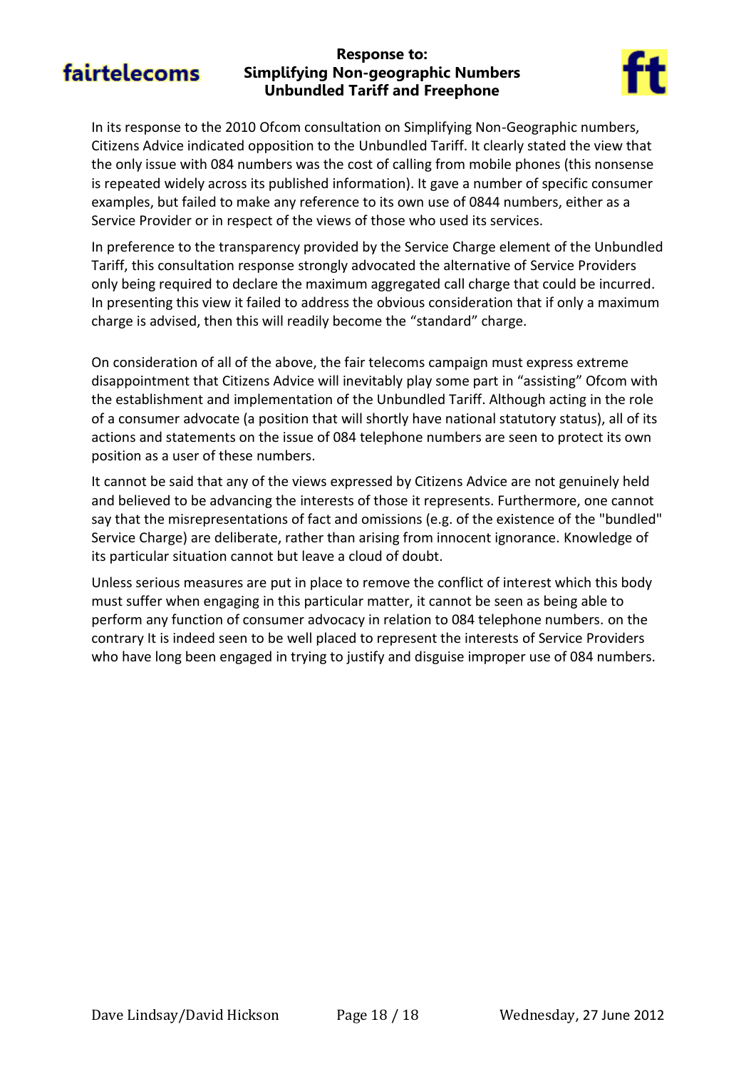In its response to the 2010 Ofcom consultation on Simplifying Non-Geographic numbers, Citizens Advice indicated opposition to the Unbundled Tariff. It clearly stated the view that the only issue with 084 numbers was the cost of calling from mobile phones (this nonsense is repeated widely across its published information). It gave a number of specific consumer examples, but failed to make any reference to its own use of 0844 numbers, either as a Service Provider or in respect of the views of those who used its services.

In preference to the transparency provided by the Service Charge element of the Unbundled Tariff, this consultation response strongly advocated the alternative of Service Providers only being required to declare the maximum aggregated call charge that could be incurred. In presenting this view it failed to address the obvious consideration that if only a maximum charge is advised, then this will readily become the "standard" charge.

On consideration of all of the above, the fair telecoms campaign must express extreme disappointment that Citizens Advice will inevitably play some part in "assisting" Ofcom with the establishment and implementation of the Unbundled Tariff. Although acting in the role of a consumer advocate (a position that will shortly have national statutory status), all of its actions and statements on the issue of 084 telephone numbers are seen to protect its own position as a user of these numbers.

It cannot be said that any of the views expressed by Citizens Advice are not genuinely held and believed to be advancing the interests of those it represents. Furthermore, one cannot say that the misrepresentations of fact and omissions (e.g. of the existence of the "bundled" Service Charge) are deliberate, rather than arising from innocent ignorance. Knowledge of its particular situation cannot but leave a cloud of doubt.

Unless serious measures are put in place to remove the conflict of interest which this body must suffer when engaging in this particular matter, it cannot be seen as being able to perform any function of consumer advocacy in relation to 084 telephone numbers. on the contrary It is indeed seen to be well placed to represent the interests of Service Providers who have long been engaged in trying to justify and disguise improper use of 084 numbers.